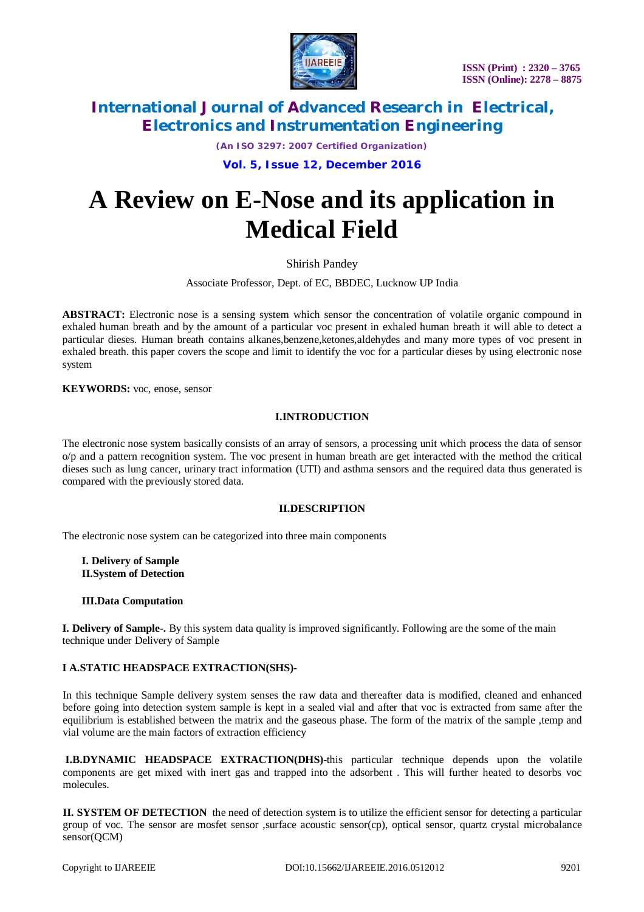# A Review on E-Nose and its application in Medical Field

Shirish Pandey

Associate Professor, Dept. of EC, BBDEC, Lucknow UP India

**ABSTRACT:** Electronic nose is a sensing system which sensor the concentration of volatile organic compound in exhaled human breath and by the amount of a particular voc present in exhaled human breath it will able to detect a particular dieses. Human breath contains alkanes,benzene,ketones,aldehydes and many more types of voc present in exhaled breath. this paper covers the scope and limit to identify the voc for a particular dieses by using electronic nose system

**KEYWORDS:** voc, enose, sensor

## I.INTRODUCTION

The electronic nose system basically consists of an array of sensors, a processing unit which process the data of sensor o/p and a pattern recognition system. The voc present in human breath are get interacted with the method the critical dieses such as lung cancer, urinary tract information (UTI) and asthma sensors and the required data thus generated is compared with the previously stored data.

## II.DESCRIPTION

The electronic nose system can be categorized into three main components

**I. Delivery of Sample**
**II.System of Detection**

**III.Data Computation**

**I. Delivery of Sample-.** By this system data quality is improved significantly. Following are the some of the main technique under Delivery of Sample

**I A.STATIC HEADSPACE EXTRACTION(SHS)-**

In this technique Sample delivery system senses the raw data and thereafter data is modified, cleaned and enhanced before going into detection system sample is kept in a sealed vial and after that voc is extracted from same after the equilibrium is established between the matrix and the gaseous phase. The form of the matrix of the sample ,temp and vial volume are the main factors of extraction efficiency

**I.B.DYNAMIC HEADSPACE EXTRACTION(DHS)-**this particular technique depends upon the volatile components are get mixed with inert gas and trapped into the adsorbent . This will further heated to desorbs voc molecules.

**II. SYSTEM OF DETECTION** the need of detection system is to utilize the efficient sensor for detecting a particular group of voc. The sensor are mosfet sensor ,surface acoustic sensor(cp), optical sensor, quartz crystal microbalance sensor(QCM)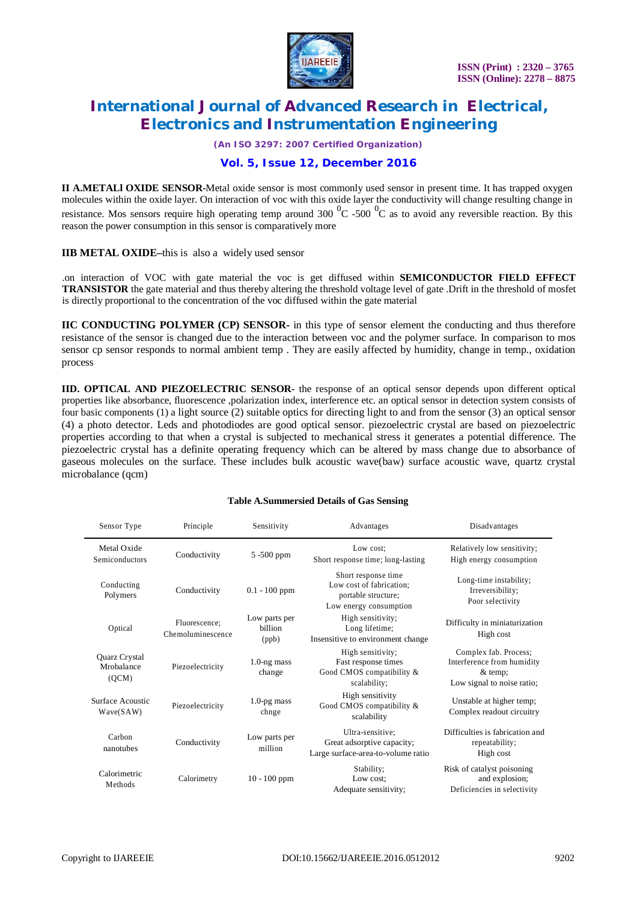**II A.METALl OXIDE SENSOR-**Metal oxide sensor is most commonly used sensor in present time. It has trapped oxygen molecules within the oxide layer. On interaction of voc with this oxide layer the conductivity will change resulting change in resistance. Mos sensors require high operating temp around 300 $^{0}$C -500 $^{0}$C as to avoid any reversible reaction. By this reason the power consumption in this sensor is comparatively more

**IIB METAL OXIDE–**this is also a widely used sensor

.on interaction of VOC with gate material the voc is get diffused within **SEMICONDUCTOR FIELD EFFECT TRANSISTOR** the gate material and thus thereby altering the threshold voltage level of gate .Drift in the threshold of mosfet is directly proportional to the concentration of the voc diffused within the gate material

**IIC CONDUCTING POLYMER (CP) SENSOR-** in this type of sensor element the conducting and thus therefore resistance of the sensor is changed due to the interaction between voc and the polymer surface. In comparison to mos sensor cp sensor responds to normal ambient temp . They are easily affected by humidity, change in temp., oxidation process

**IID. OPTICAL AND PIEZOELECTRIC SENSOR-** the response of an optical sensor depends upon different optical properties like absorbance, fluorescence ,polarization index, interference etc. an optical sensor in detection system consists of four basic components (1) a light source (2) suitable optics for directing light to and from the sensor (3) an optical sensor (4) a photo detector. Leds and photodiodes are good optical sensor. piezoelectric crystal are based on piezoelectric properties according to that when a crystal is subjected to mechanical stress it generates a potential difference. The piezoelectric crystal has a definite operating frequency which can be altered by mass change due to absorbance of gaseous molecules on the surface. These includes bulk acoustic wave(baw) surface acoustic wave, quartz crystal microbalance (qcm)

**Table A.Summersied Details of Gas Sensing**

| Sensor Type | Principle | Sensitivity | Advantages | Disadvantages |
|---|---|---|---|---|
| Metal Oxide Semiconductors | Conductivity | 5 -500 ppm | Low cost; Short response time; long-lasting | Relatively low sensitivity; High energy consumption |
| Conducting Polymers | Conductivity | 0.1 - 100 ppm | Short response time Low cost of fabrication; portable structure; Low energy consumption | Long-time instability; Irreversibility; Poor selectivity |
| Optical | Fluorescence; Chemoluminescence | Low parts per billion (ppb) | High sensitivity; Long lifetime; Insensitive to environment change | Difficulty in miniaturization High cost |
| Quarz Crystal Mrobalance (QCM) | Piezoelectricity | 1.0-ng mass change | High sensitivity; Fast response times Good CMOS compatibility & scalability; | Complex fab. Process; Interference from humidity & temp; Low signal to noise ratio; |
| Surface Acoustic Wave(SAW) | Piezoelectricity | 1.0-pg mass chnge | High sensitivity Good CMOS compatibility & scalability | Unstable at higher temp; Complex readout circuitry |
| Carbon nanotubes | Conductivity | Low parts per million | Ultra-sensitive; Great adsorptive capacity; Large surface-area-to-volume ratio | Difficulties is fabrication and repeatability; High cost |
| Calorimetric Methods | Calorimetry | 10 - 100 ppm | Stability; Low cost; Adequate sensitivity; | Risk of catalyst poisoning and explosion; Deficiencies in selectivity |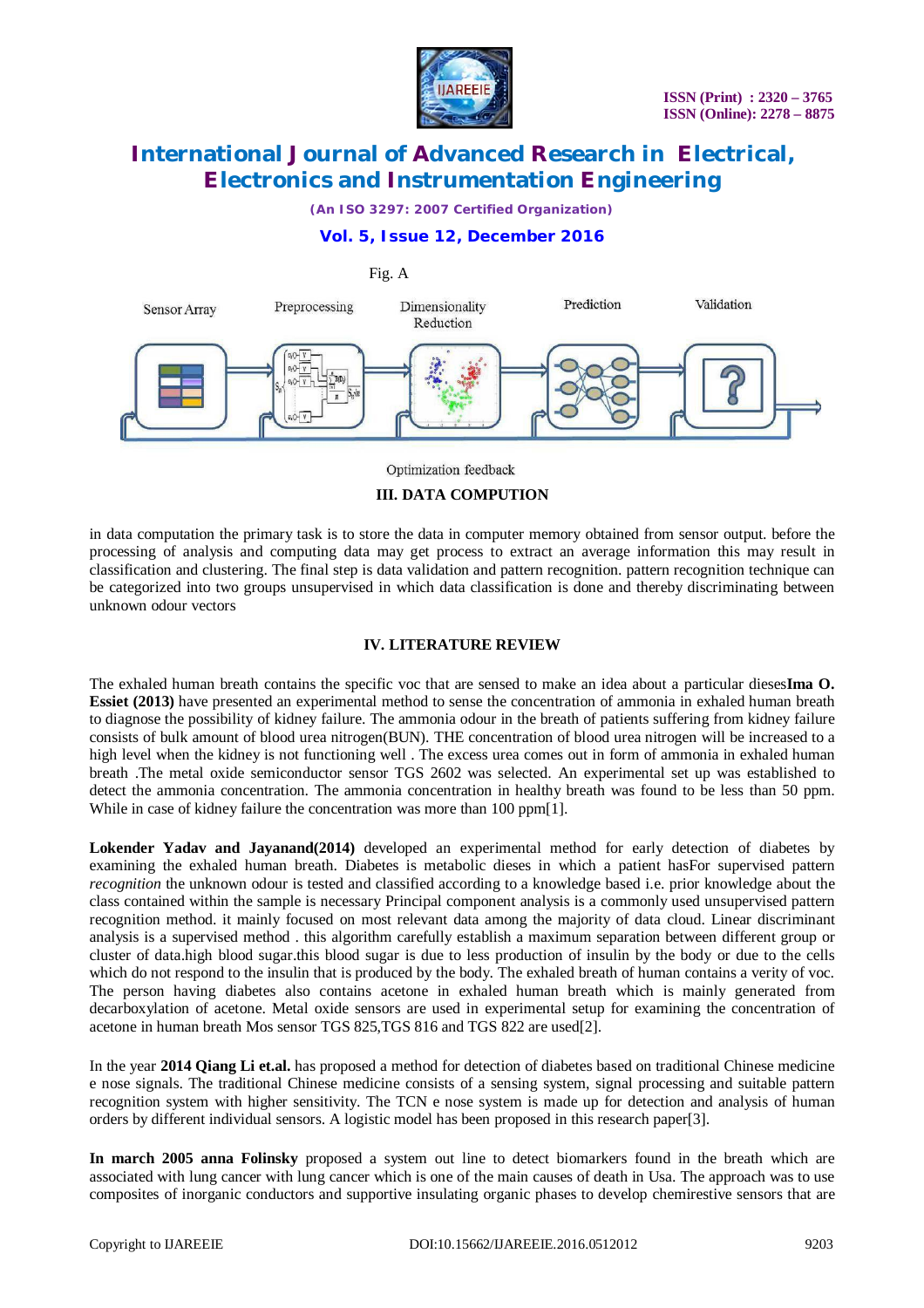Fig. A

Sensor Array | Preprocessing | Dimensionality Reduction | Prediction | Validation

Optimization feedback

## III. DATA COMPUTION

in data computation the primary task is to store the data in computer memory obtained from sensor output. before the processing of analysis and computing data may get process to extract an average information this may result in classification and clustering. The final step is data validation and pattern recognition. pattern recognition technique can be categorized into two groups unsupervised in which data classification is done and thereby discriminating between unknown odour vectors

## IV. LITERATURE REVIEW

The exhaled human breath contains the specific voc that are sensed to make an idea about a particular dieses**Ima O. Essiet (2013)** have presented an experimental method to sense the concentration of ammonia in exhaled human breath to diagnose the possibility of kidney failure. The ammonia odour in the breath of patients suffering from kidney failure consists of bulk amount of blood urea nitrogen(BUN). THE concentration of blood urea nitrogen will be increased to a high level when the kidney is not functioning well . The excess urea comes out in form of ammonia in exhaled human breath .The metal oxide semiconductor sensor TGS 2602 was selected. An experimental set up was established to detect the ammonia concentration. The ammonia concentration in healthy breath was found to be less than 50 ppm. While in case of kidney failure the concentration was more than 100 ppm[1].

**Lokender Yadav and Jayanand(2014)** developed an experimental method for early detection of diabetes by examining the exhaled human breath. Diabetes is metabolic dieses in which a patient hasFor supervised pattern *recognition* the unknown odour is tested and classified according to a knowledge based i.e. prior knowledge about the class contained within the sample is necessary Principal component analysis is a commonly used unsupervised pattern recognition method. it mainly focused on most relevant data among the majority of data cloud. Linear discriminant analysis is a supervised method . this algorithm carefully establish a maximum separation between different group or cluster of data.high blood sugar.this blood sugar is due to less production of insulin by the body or due to the cells which do not respond to the insulin that is produced by the body. The exhaled breath of human contains a verity of voc. The person having diabetes also contains acetone in exhaled human breath which is mainly generated from decarboxylation of acetone. Metal oxide sensors are used in experimental setup for examining the concentration of acetone in human breath Mos sensor TGS 825,TGS 816 and TGS 822 are used[2].

In the year **2014 Qiang Li et.al.** has proposed a method for detection of diabetes based on traditional Chinese medicine e nose signals. The traditional Chinese medicine consists of a sensing system, signal processing and suitable pattern recognition system with higher sensitivity. The TCN e nose system is made up for detection and analysis of human orders by different individual sensors. A logistic model has been proposed in this research paper[3].

**In march 2005 anna Folinsky** proposed a system out line to detect biomarkers found in the breath which are associated with lung cancer with lung cancer which is one of the main causes of death in Usa. The approach was to use composites of inorganic conductors and supportive insulating organic phases to develop chemiresitive sensors that are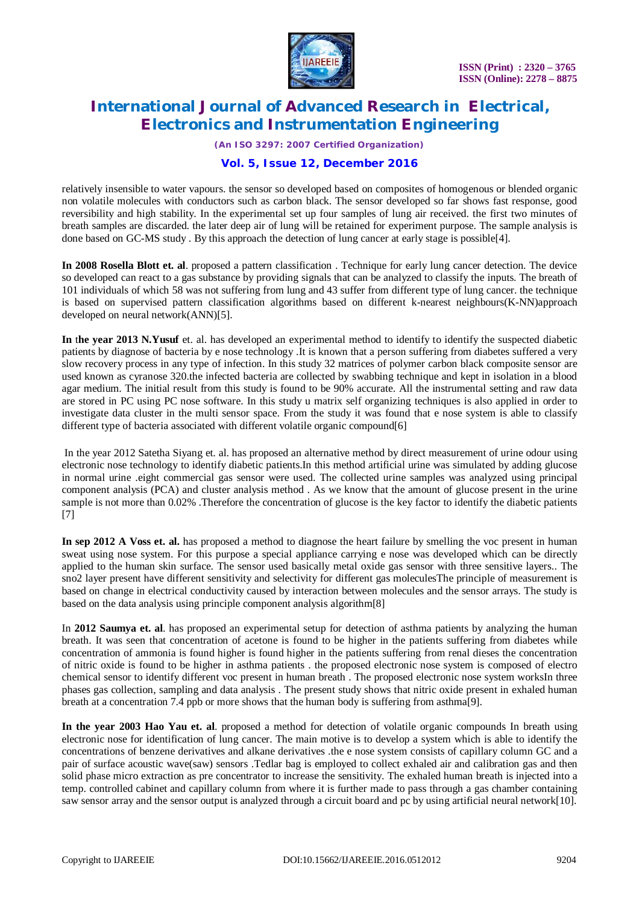relatively insensible to water vapours. the sensor so developed based on composites of homogenous or blended organic non volatile molecules with conductors such as carbon black. The sensor developed so far shows fast response, good reversibility and high stability. In the experimental set up four samples of lung air received. the first two minutes of breath samples are discarded. the later deep air of lung will be retained for experiment purpose. The sample analysis is done based on GC-MS study . By this approach the detection of lung cancer at early stage is possible[4].

**In 2008 Rosella Blott et. al**. proposed a pattern classification . Technique for early lung cancer detection. The device so developed can react to a gas substance by providing signals that can be analyzed to classify the inputs. The breath of 101 individuals of which 58 was not suffering from lung and 43 suffer from different type of lung cancer. the technique is based on supervised pattern classification algorithms based on different k-nearest neighbours(K-NN)approach developed on neural network(ANN)[5].

**In** t**he year 2013 N.Yusuf** et. al. has developed an experimental method to identify to identify the suspected diabetic patients by diagnose of bacteria by e nose technology .It is known that a person suffering from diabetes suffered a very slow recovery process in any type of infection. In this study 32 matrices of polymer carbon black composite sensor are used known as cyranose 320.the infected bacteria are collected by swabbing technique and kept in isolation in a blood agar medium. The initial result from this study is found to be 90% accurate. All the instrumental setting and raw data are stored in PC using PC nose software. In this study u matrix self organizing techniques is also applied in order to investigate data cluster in the multi sensor space. From the study it was found that e nose system is able to classify different type of bacteria associated with different volatile organic compound[6]

In the year 2012 Satetha Siyang et. al. has proposed an alternative method by direct measurement of urine odour using electronic nose technology to identify diabetic patients.In this method artificial urine was simulated by adding glucose in normal urine .eight commercial gas sensor were used. The collected urine samples was analyzed using principal component analysis (PCA) and cluster analysis method . As we know that the amount of glucose present in the urine sample is not more than 0.02% .Therefore the concentration of glucose is the key factor to identify the diabetic patients [7]

**In sep 2012 A Voss et. al.** has proposed a method to diagnose the heart failure by smelling the voc present in human sweat using nose system. For this purpose a special appliance carrying e nose was developed which can be directly applied to the human skin surface. The sensor used basically metal oxide gas sensor with three sensitive layers.. The sno2 layer present have different sensitivity and selectivity for different gas moleculesThe principle of measurement is based on change in electrical conductivity caused by interaction between molecules and the sensor arrays. The study is based on the data analysis using principle component analysis algorithm[8]

In **2012 Saumya et. al**. has proposed an experimental setup for detection of asthma patients by analyzing the human breath. It was seen that concentration of acetone is found to be higher in the patients suffering from diabetes while concentration of ammonia is found higher is found higher in the patients suffering from renal dieses the concentration of nitric oxide is found to be higher in asthma patients . the proposed electronic nose system is composed of electro chemical sensor to identify different voc present in human breath . The proposed electronic nose system worksIn three phases gas collection, sampling and data analysis . The present study shows that nitric oxide present in exhaled human breath at a concentration 7.4 ppb or more shows that the human body is suffering from asthma[9].

**In the year 2003 Hao Yau et. al**. proposed a method for detection of volatile organic compounds In breath using electronic nose for identification of lung cancer. The main motive is to develop a system which is able to identify the concentrations of benzene derivatives and alkane derivatives .the e nose system consists of capillary column GC and a pair of surface acoustic wave(saw) sensors .Tedlar bag is employed to collect exhaled air and calibration gas and then solid phase micro extraction as pre concentrator to increase the sensitivity. The exhaled human breath is injected into a temp. controlled cabinet and capillary column from where it is further made to pass through a gas chamber containing saw sensor array and the sensor output is analyzed through a circuit board and pc by using artificial neural network[10].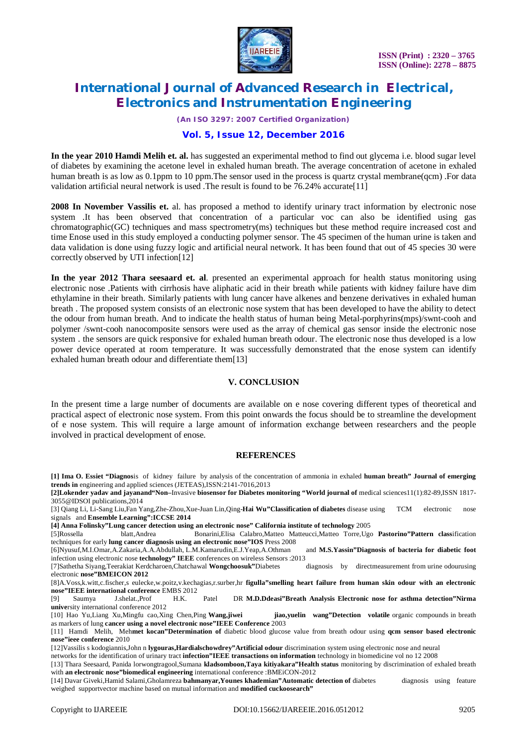**In the year 2010 Hamdi Melih et. al.** has suggested an experimental method to find out glycema i.e. blood sugar level of diabetes by examining the acetone level in exhaled human breath. The average concentration of acetone in exhaled human breath is as low as 0.1ppm to 10 ppm.The sensor used in the process is quartz crystal membrane(qcm) .For data validation artificial neural network is used .The result is found to be 76.24% accurate[11]

**2008 In November Vassilis et.** al. has proposed a method to identify urinary tract information by electronic nose system .It has been observed that concentration of a particular voc can also be identified using gas chromatographic(GC) techniques and mass spectrometry(ms) techniques but these method require increased cost and time Enose used in this study employed a conducting polymer sensor. The 45 specimen of the human urine is taken and data validation is done using fuzzy logic and artificial neural network. It has been found that out of 45 species 30 were correctly observed by UTI infection[12]

**In the year 2012 Thara seesaard et. al**. presented an experimental approach for health status monitoring using electronic nose .Patients with cirrhosis have aliphatic acid in their breath while patients with kidney failure have dim ethylamine in their breath. Similarly patients with lung cancer have alkenes and benzene derivatives in exhaled human breath . The proposed system consists of an electronic nose system that has been developed to have the ability to detect the odour from human breath. And to indicate the health status of human being Metal-porphyrins(mps)/swnt-cooh and polymer /swnt-cooh nanocomposite sensors were used as the array of chemical gas sensor inside the electronic nose system . the sensors are quick responsive for exhaled human breath odour. The electronic nose thus developed is a low power device operated at room temperature. It was successfully demonstrated that the enose system can identify exhaled human breath odour and differentiate them[13]

## V. CONCLUSION

In the present time a large number of documents are available on e nose covering different types of theoretical and practical aspect of electronic nose system. From this point onwards the focus should be to streamline the development of e nose system. This will require a large amount of information exchange between researchers and the people involved in practical development of enose.

## REFERENCES

**[1] Ima O. Essiet "Diagnos**is of kidney failure by analysis of the concentration of ammonia in exhaled **human breath" Journal of emerging trends in** engineering and applied sciences (JETEAS),ISSN:2141-7016,2013

**[2]Lokender yadav and jayanand"Non–**Invasive **biosensor for Diabetes monitoring "World journal of** medical sciences11(1):82-89,ISSN 1817-3055@IDSOI publications,2014

[3] Qiang Li, Li-Sang Liu,Fan Yang,Zhe-Zhou,Xue-Juan Lin,Qing-**Hai Wu"Classification of diabetes** disease using TCM electronic nose signals and **Ensemble Learning":ICCSE 2014**

**[4] Anna Folinsky"Lung cancer detection using an electronic nose" California institute of technology** 2005

[5]Rossella blatt,Andrea Bonarini,Elisa Calabro,Matteo Matteucci,Matteo Torre,Ugo **Pastorino"Pattern class**ification techniques for early **lung cancer diagnosis using an electronic nose"IOS** Press 2008

[6]Nyusuf,M.I.Omar,A.Zakaria,A.A.Abdullah, L.M.Kamarudin,E.J.Yeap,A.Othman and **M.S.Yassin"Diagnosis of bacteria for diabetic foot** infection using electronic nose **technology" IEEE** conferences on wireless Sensors :2013

[7]Sathetha Siyang,Teerakiat Kerdcharoen,Chatchawal **Wongchoosuk"**Diabetes diagnosis by directmeasurement from urine odourusing electronic **nose"BMEICON 2012**

[8]A.Voss,k.witt,c.fischer,s eulecke,w.poitz,v.kechagias,r.surber,hr **figulla"smelling heart failure from human skin odour with an electronic nose"IEEE international conference** EMBS 2012

[9] Saumya J.shelat.,Prof H.K. Patel DR **M.D.Ddeasi"Breath Analysis Electronic nose for asthma detection"Nirma univer**sity international conference 2012

[10] Hao Yu,Liang Xu,Mingfu cao,Xing Chen,Ping **Wang,jiwei jiao,yuelin wang"Detection volatile** organic compounds in breath as markers of lung **cancer using a novel electronic nose"IEEE Conference** 2003

[11] Hamdi Melih, Meh**met kocan"Determination of** diabetic blood glucose value from breath odour using **qcm sensor based electronic nose"ieee conference** 2010

[12]Vassilis s kodogiannis,John n **lygouras,Hardialschowdrey"Artificial odour** discrimination system using electronic nose and neural networks for the identification of urinary tract **infection"IEEE transactions on information** technology in biomedicine vol no 12 2008

[13] Thara Seesaard, Panida lorwongtragool,Sumana **kladsomboon,Taya kitiyakara"Health status** monitoring by discrimination of exhaled breath with **an electronic nose"biomedical engineering** international conference :BMEiCON-2012

[14] Davar Giveki,Hamid Salami,Gholamreza **bahmanyar,Younes khademian"Automatic detection of** diabetes diagnosis using feature weighed supportvector machine based on mutual information and **modified cuckoosearch"**